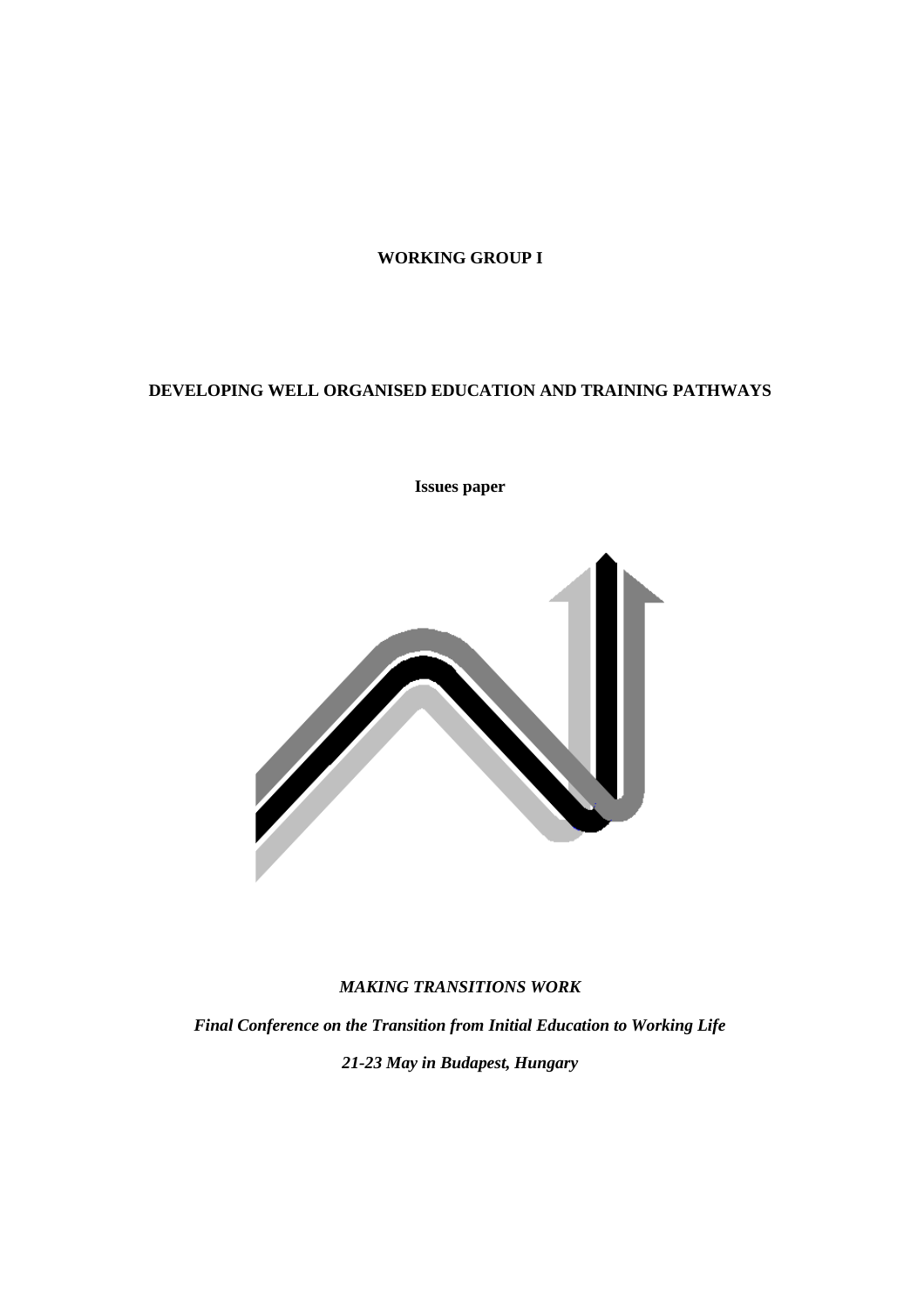**WORKING GROUP I**

# DEVELOPING WELL ORGANISED EDUCATION AND TRAINING PATHWAYS

**Issues paper**

***MAKING TRANSITIONS WORK***

***Final Conference on the Transition from Initial Education to Working Life***

***21-23 May in Budapest, Hungary***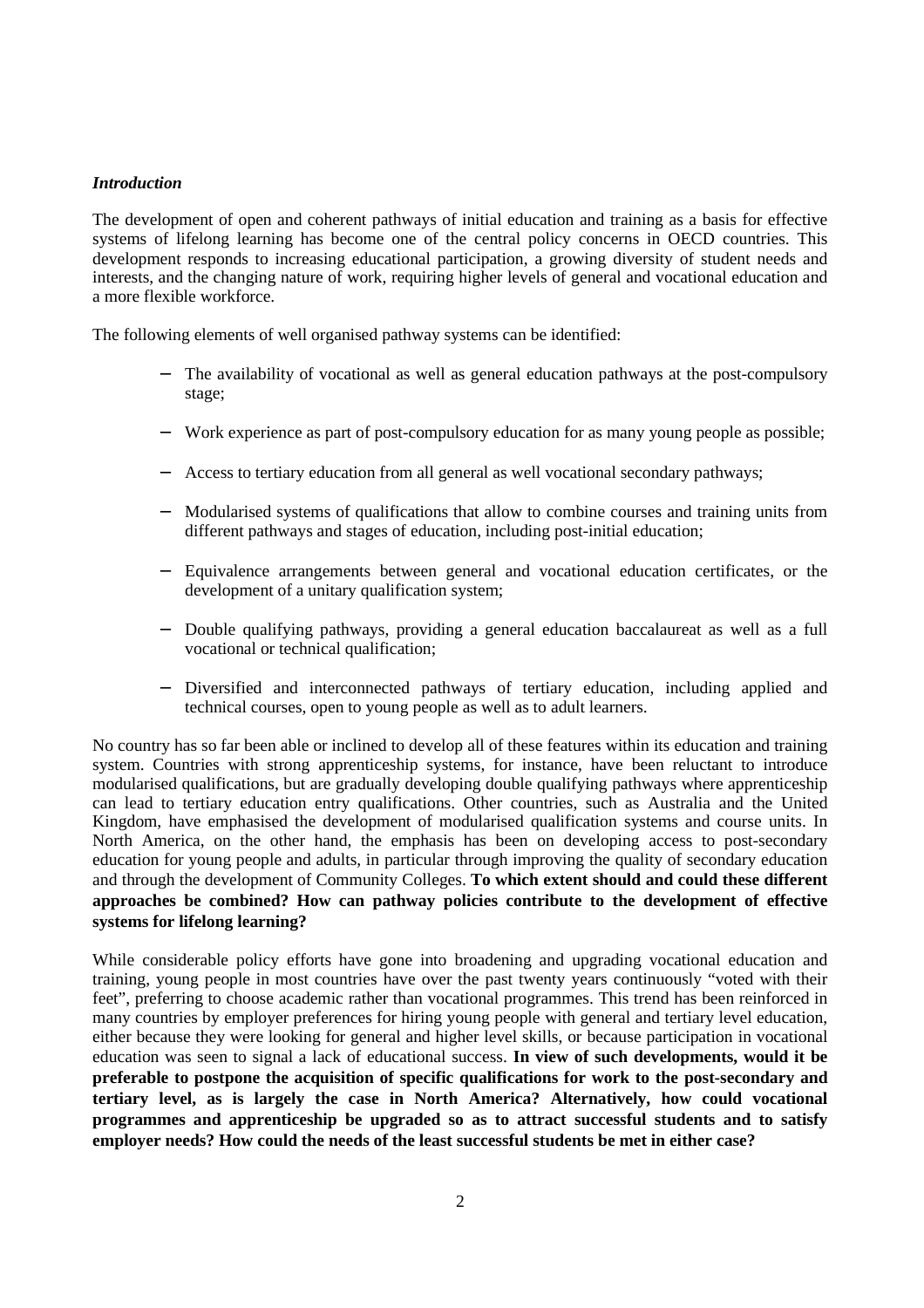*Introduction*

The development of open and coherent pathways of initial education and training as a basis for effective systems of lifelong learning has become one of the central policy concerns in OECD countries. This development responds to increasing educational participation, a growing diversity of student needs and interests, and the changing nature of work, requiring higher levels of general and vocational education and a more flexible workforce.

The following elements of well organised pathway systems can be identified:

- The availability of vocational as well as general education pathways at the post-compulsory stage;
- Work experience as part of post-compulsory education for as many young people as possible;
- Access to tertiary education from all general as well vocational secondary pathways;
- Modularised systems of qualifications that allow to combine courses and training units from different pathways and stages of education, including post-initial education;
- Equivalence arrangements between general and vocational education certificates, or the development of a unitary qualification system;
- Double qualifying pathways, providing a general education baccalaureat as well as a full vocational or technical qualification;
- Diversified and interconnected pathways of tertiary education, including applied and technical courses, open to young people as well as to adult learners.

No country has so far been able or inclined to develop all of these features within its education and training system. Countries with strong apprenticeship systems, for instance, have been reluctant to introduce modularised qualifications, but are gradually developing double qualifying pathways where apprenticeship can lead to tertiary education entry qualifications. Other countries, such as Australia and the United Kingdom, have emphasised the development of modularised qualification systems and course units. In North America, on the other hand, the emphasis has been on developing access to post-secondary education for young people and adults, in particular through improving the quality of secondary education and through the development of Community Colleges. **To which extent should and could these different approaches be combined? How can pathway policies contribute to the development of effective systems for lifelong learning?**

While considerable policy efforts have gone into broadening and upgrading vocational education and training, young people in most countries have over the past twenty years continuously "voted with their feet", preferring to choose academic rather than vocational programmes. This trend has been reinforced in many countries by employer preferences for hiring young people with general and tertiary level education, either because they were looking for general and higher level skills, or because participation in vocational education was seen to signal a lack of educational success. **In view of such developments, would it be preferable to postpone the acquisition of specific qualifications for work to the post-secondary and tertiary level, as is largely the case in North America? Alternatively, how could vocational programmes and apprenticeship be upgraded so as to attract successful students and to satisfy employer needs? How could the needs of the least successful students be met in either case?**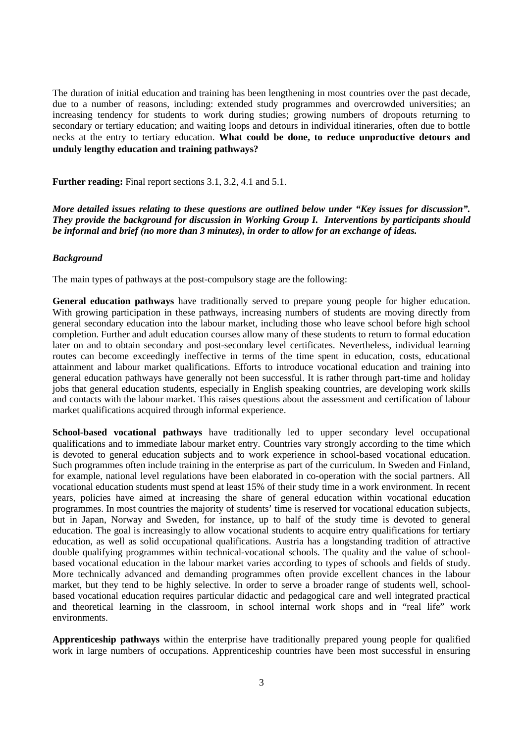The duration of initial education and training has been lengthening in most countries over the past decade, due to a number of reasons, including: extended study programmes and overcrowded universities; an increasing tendency for students to work during studies; growing numbers of dropouts returning to secondary or tertiary education; and waiting loops and detours in individual itineraries, often due to bottle necks at the entry to tertiary education. **What could be done, to reduce unproductive detours and unduly lengthy education and training pathways?**

**Further reading:** Final report sections 3.1, 3.2, 4.1 and 5.1.

***More detailed issues relating to these questions are outlined below under "Key issues for discussion". They provide the background for discussion in Working Group I. Interventions by participants should be informal and brief (no more than 3 minutes), in order to allow for an exchange of ideas.***

***Background***

The main types of pathways at the post-compulsory stage are the following:

**General education pathways** have traditionally served to prepare young people for higher education. With growing participation in these pathways, increasing numbers of students are moving directly from general secondary education into the labour market, including those who leave school before high school completion. Further and adult education courses allow many of these students to return to formal education later on and to obtain secondary and post-secondary level certificates. Nevertheless, individual learning routes can become exceedingly ineffective in terms of the time spent in education, costs, educational attainment and labour market qualifications. Efforts to introduce vocational education and training into general education pathways have generally not been successful. It is rather through part-time and holiday jobs that general education students, especially in English speaking countries, are developing work skills and contacts with the labour market. This raises questions about the assessment and certification of labour market qualifications acquired through informal experience.

**School-based vocational pathways** have traditionally led to upper secondary level occupational qualifications and to immediate labour market entry. Countries vary strongly according to the time which is devoted to general education subjects and to work experience in school-based vocational education. Such programmes often include training in the enterprise as part of the curriculum. In Sweden and Finland, for example, national level regulations have been elaborated in co-operation with the social partners. All vocational education students must spend at least 15% of their study time in a work environment. In recent years, policies have aimed at increasing the share of general education within vocational education programmes. In most countries the majority of students' time is reserved for vocational education subjects, but in Japan, Norway and Sweden, for instance, up to half of the study time is devoted to general education. The goal is increasingly to allow vocational students to acquire entry qualifications for tertiary education, as well as solid occupational qualifications. Austria has a longstanding tradition of attractive double qualifying programmes within technical-vocational schools. The quality and the value of school-based vocational education in the labour market varies according to types of schools and fields of study. More technically advanced and demanding programmes often provide excellent chances in the labour market, but they tend to be highly selective. In order to serve a broader range of students well, school-based vocational education requires particular didactic and pedagogical care and well integrated practical and theoretical learning in the classroom, in school internal work shops and in "real life" work environments.

**Apprenticeship pathways** within the enterprise have traditionally prepared young people for qualified work in large numbers of occupations. Apprenticeship countries have been most successful in ensuring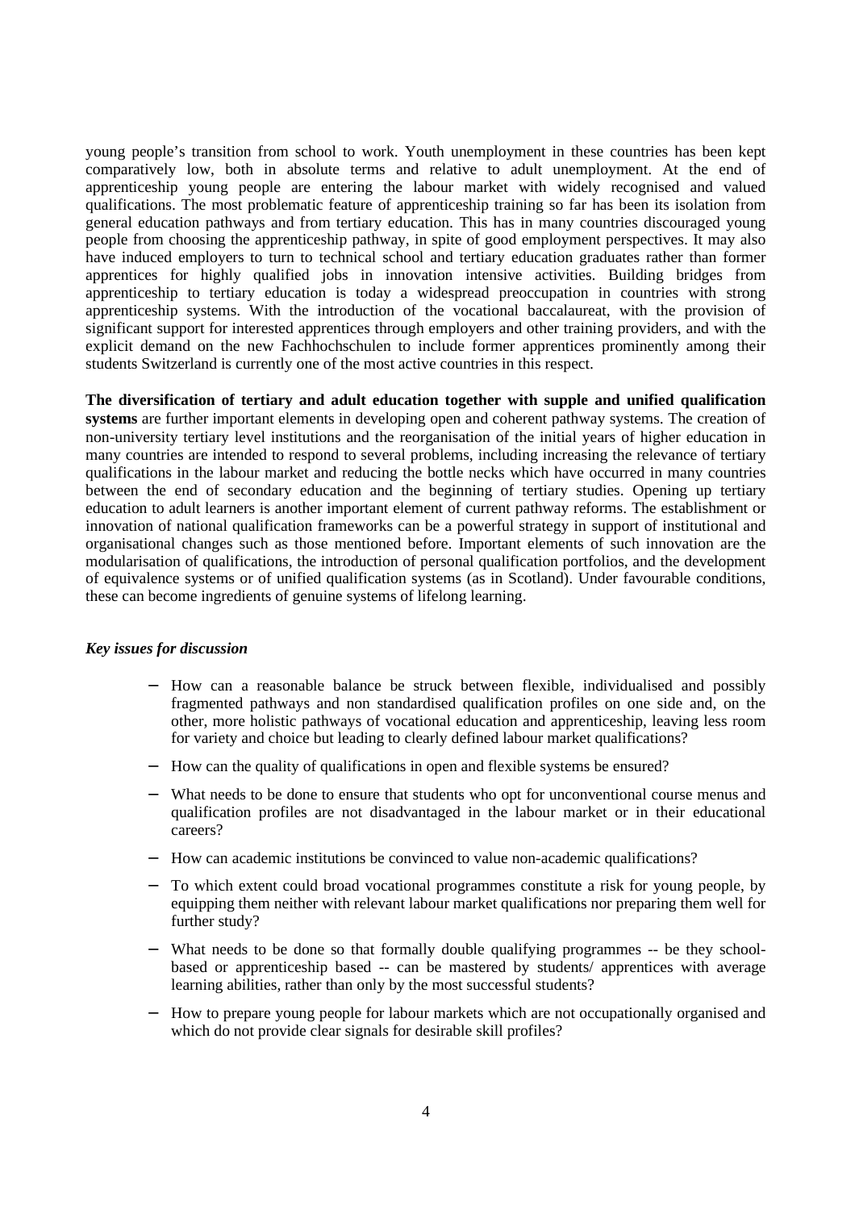young people's transition from school to work. Youth unemployment in these countries has been kept comparatively low, both in absolute terms and relative to adult unemployment. At the end of apprenticeship young people are entering the labour market with widely recognised and valued qualifications. The most problematic feature of apprenticeship training so far has been its isolation from general education pathways and from tertiary education. This has in many countries discouraged young people from choosing the apprenticeship pathway, in spite of good employment perspectives. It may also have induced employers to turn to technical school and tertiary education graduates rather than former apprentices for highly qualified jobs in innovation intensive activities. Building bridges from apprenticeship to tertiary education is today a widespread preoccupation in countries with strong apprenticeship systems. With the introduction of the vocational baccalaureat, with the provision of significant support for interested apprentices through employers and other training providers, and with the explicit demand on the new Fachhochschulen to include former apprentices prominently among their students Switzerland is currently one of the most active countries in this respect.

**The diversification of tertiary and adult education together with supple and unified qualification systems** are further important elements in developing open and coherent pathway systems. The creation of non-university tertiary level institutions and the reorganisation of the initial years of higher education in many countries are intended to respond to several problems, including increasing the relevance of tertiary qualifications in the labour market and reducing the bottle necks which have occurred in many countries between the end of secondary education and the beginning of tertiary studies. Opening up tertiary education to adult learners is another important element of current pathway reforms. The establishment or innovation of national qualification frameworks can be a powerful strategy in support of institutional and organisational changes such as those mentioned before. Important elements of such innovation are the modularisation of qualifications, the introduction of personal qualification portfolios, and the development of equivalence systems or of unified qualification systems (as in Scotland). Under favourable conditions, these can become ingredients of genuine systems of lifelong learning.

***Key issues for discussion***

- How can a reasonable balance be struck between flexible, individualised and possibly fragmented pathways and non standardised qualification profiles on one side and, on the other, more holistic pathways of vocational education and apprenticeship, leaving less room for variety and choice but leading to clearly defined labour market qualifications?
- How can the quality of qualifications in open and flexible systems be ensured?
- What needs to be done to ensure that students who opt for unconventional course menus and qualification profiles are not disadvantaged in the labour market or in their educational careers?
- How can academic institutions be convinced to value non-academic qualifications?
- To which extent could broad vocational programmes constitute a risk for young people, by equipping them neither with relevant labour market qualifications nor preparing them well for further study?
- What needs to be done so that formally double qualifying programmes -- be they school-based or apprenticeship based -- can be mastered by students/ apprentices with average learning abilities, rather than only by the most successful students?
- How to prepare young people for labour markets which are not occupationally organised and which do not provide clear signals for desirable skill profiles?